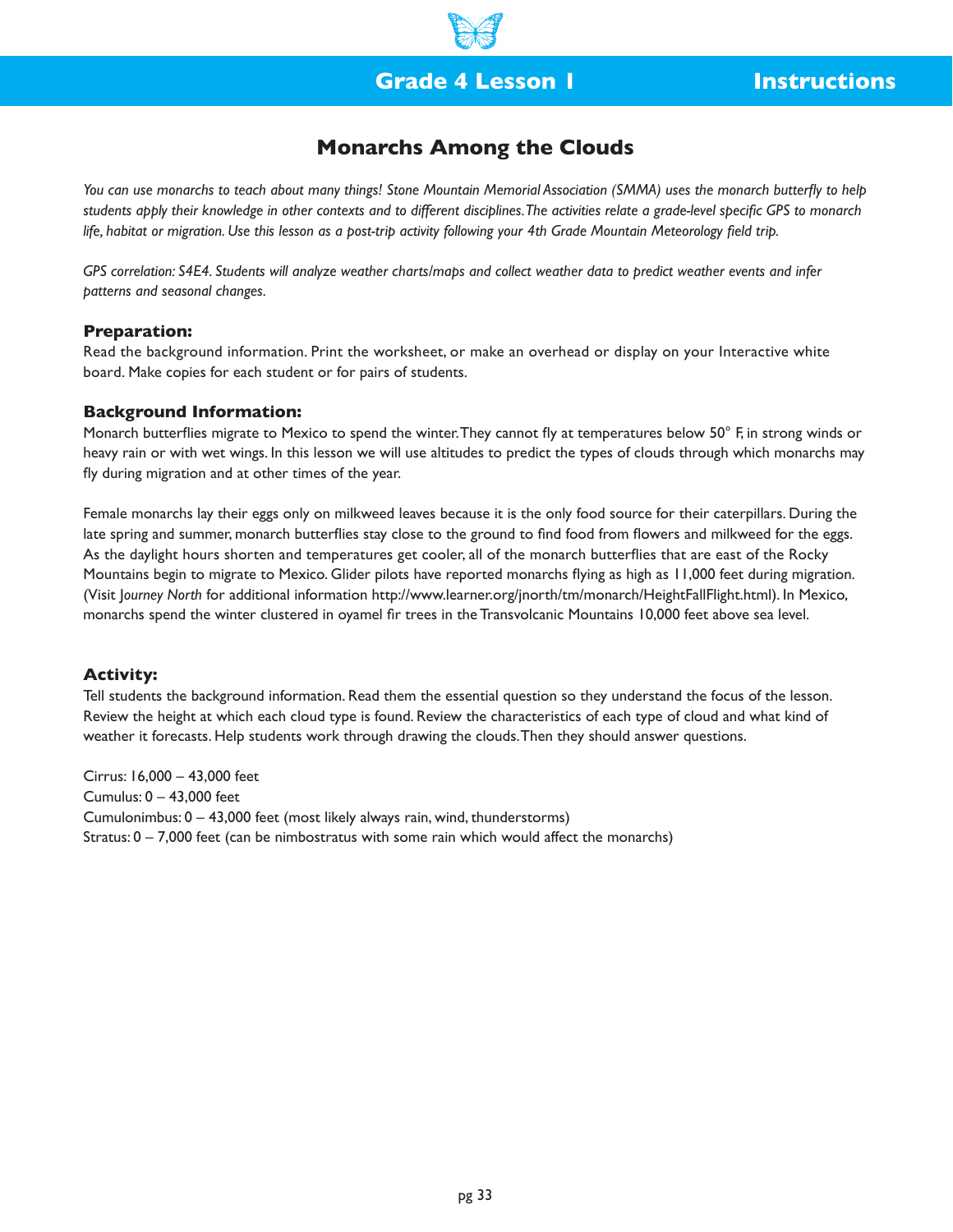## Grade 4 Lesson 1 — Instructions

# Monarchs Among the Clouds

*You can use monarchs to teach about many things! Stone Mountain Memorial Association (SMMA) uses the monarch butterfly to help students apply their knowledge in other contexts and to different disciplines. The activities relate a grade-level specific GPS to monarch life, habitat or migration. Use this lesson as a post-trip activity following your 4th Grade Mountain Meteorology field trip.*

*GPS correlation: S4E4. Students will analyze weather charts/maps and collect weather data to predict weather events and infer patterns and seasonal changes.*

### Preparation:

Read the background information. Print the worksheet, or make an overhead or display on your Interactive white board. Make copies for each student or for pairs of students.

### Background Information:

Monarch butterflies migrate to Mexico to spend the winter. They cannot fly at temperatures below 50° F, in strong winds or heavy rain or with wet wings. In this lesson we will use altitudes to predict the types of clouds through which monarchs may fly during migration and at other times of the year.

Female monarchs lay their eggs only on milkweed leaves because it is the only food source for their caterpillars. During the late spring and summer, monarch butterflies stay close to the ground to find food from flowers and milkweed for the eggs. As the daylight hours shorten and temperatures get cooler, all of the monarch butterflies that are east of the Rocky Mountains begin to migrate to Mexico. Glider pilots have reported monarchs flying as high as 11,000 feet during migration. (Visit *Journey North* for additional information http://www.learner.org/jnorth/tm/monarch/HeightFallFlight.html). In Mexico, monarchs spend the winter clustered in oyamel fir trees in the Transvolcanic Mountains 10,000 feet above sea level.

### Activity:

Tell students the background information. Read them the essential question so they understand the focus of the lesson. Review the height at which each cloud type is found. Review the characteristics of each type of cloud and what kind of weather it forecasts. Help students work through drawing the clouds. Then they should answer questions.

Cirrus: 16,000 – 43,000 feet
Cumulus: 0 – 43,000 feet
Cumulonimbus: 0 – 43,000 feet (most likely always rain, wind, thunderstorms)
Stratus: 0 – 7,000 feet (can be nimbostratus with some rain which would affect the monarchs)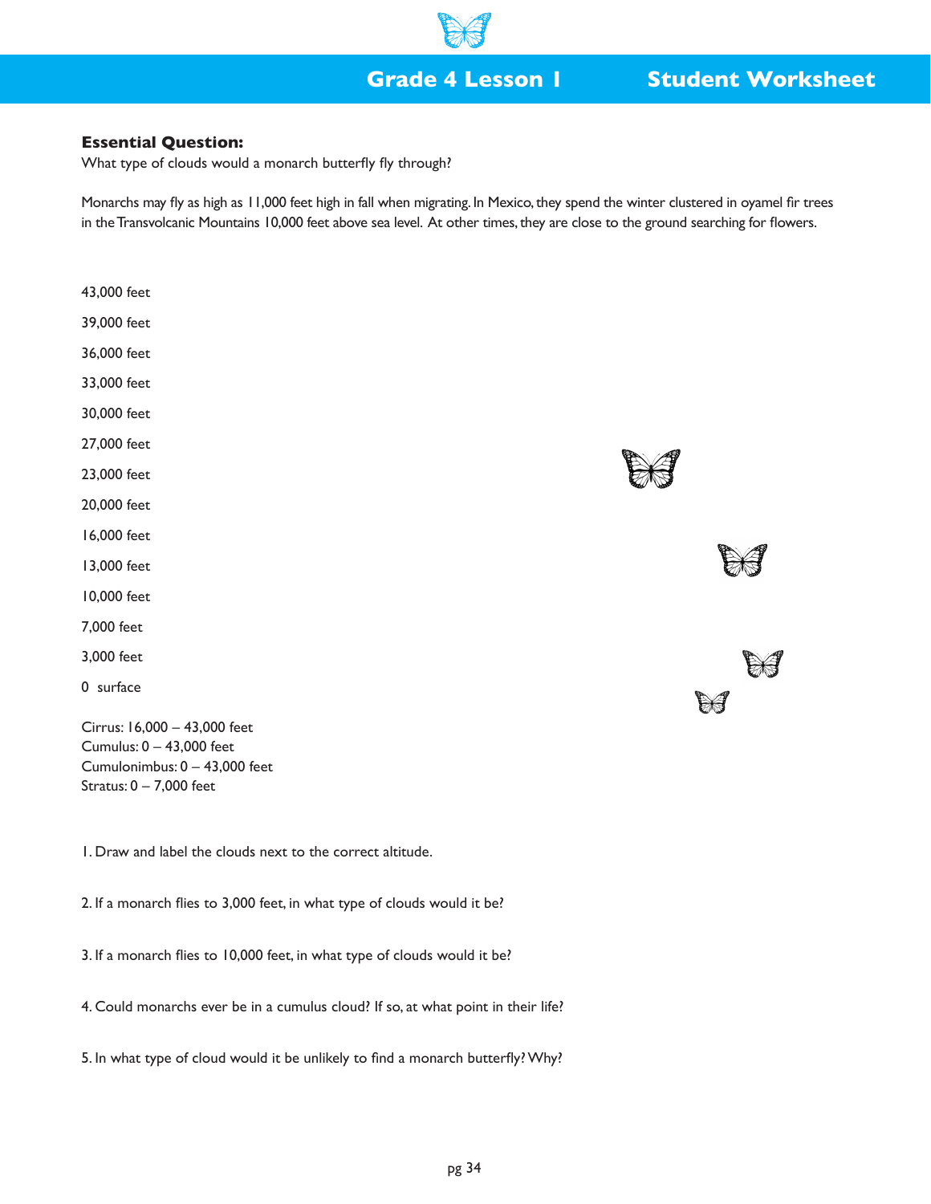## Grade 4 Lesson 1 Student Worksheet

**Essential Question:**
What type of clouds would a monarch butterfly fly through?

Monarchs may fly as high as 11,000 feet high in fall when migrating. In Mexico, they spend the winter clustered in oyamel fir trees in the Transvolcanic Mountains 10,000 feet above sea level. At other times, they are close to the ground searching for flowers.

43,000 feet

39,000 feet

36,000 feet

33,000 feet

30,000 feet

27,000 feet

23,000 feet

20,000 feet

16,000 feet

13,000 feet

10,000 feet

7,000 feet

3,000 feet

0 surface

Cirrus: 16,000 – 43,000 feet
Cumulus: 0 – 43,000 feet
Cumulonimbus: 0 – 43,000 feet
Stratus: 0 – 7,000 feet

1. Draw and label the clouds next to the correct altitude.

2. If a monarch flies to 3,000 feet, in what type of clouds would it be?

3. If a monarch flies to 10,000 feet, in what type of clouds would it be?

4. Could monarchs ever be in a cumulus cloud? If so, at what point in their life?

5. In what type of cloud would it be unlikely to find a monarch butterfly? Why?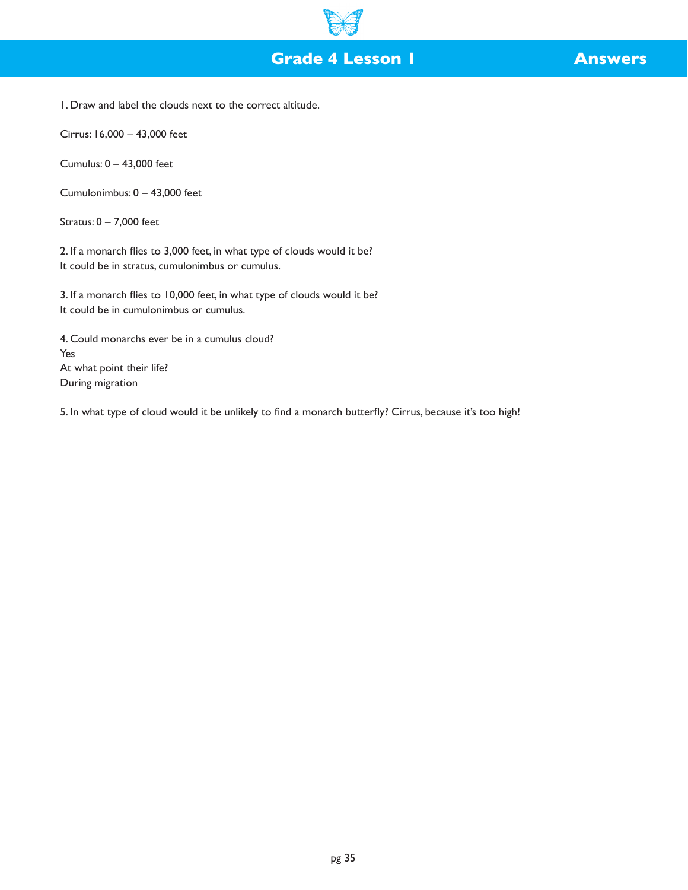# Grade 4 Lesson 1 Answers

1. Draw and label the clouds next to the correct altitude.

Cirrus: 16,000 – 43,000 feet

Cumulus: 0 – 43,000 feet

Cumulonimbus: 0 – 43,000 feet

Stratus: 0 – 7,000 feet

2. If a monarch flies to 3,000 feet, in what type of clouds would it be?
It could be in stratus, cumulonimbus or cumulus.

3. If a monarch flies to 10,000 feet, in what type of clouds would it be?
It could be in cumulonimbus or cumulus.

4. Could monarchs ever be in a cumulus cloud?
Yes
At what point their life?
During migration

5. In what type of cloud would it be unlikely to find a monarch butterfly? Cirrus, because it's too high!